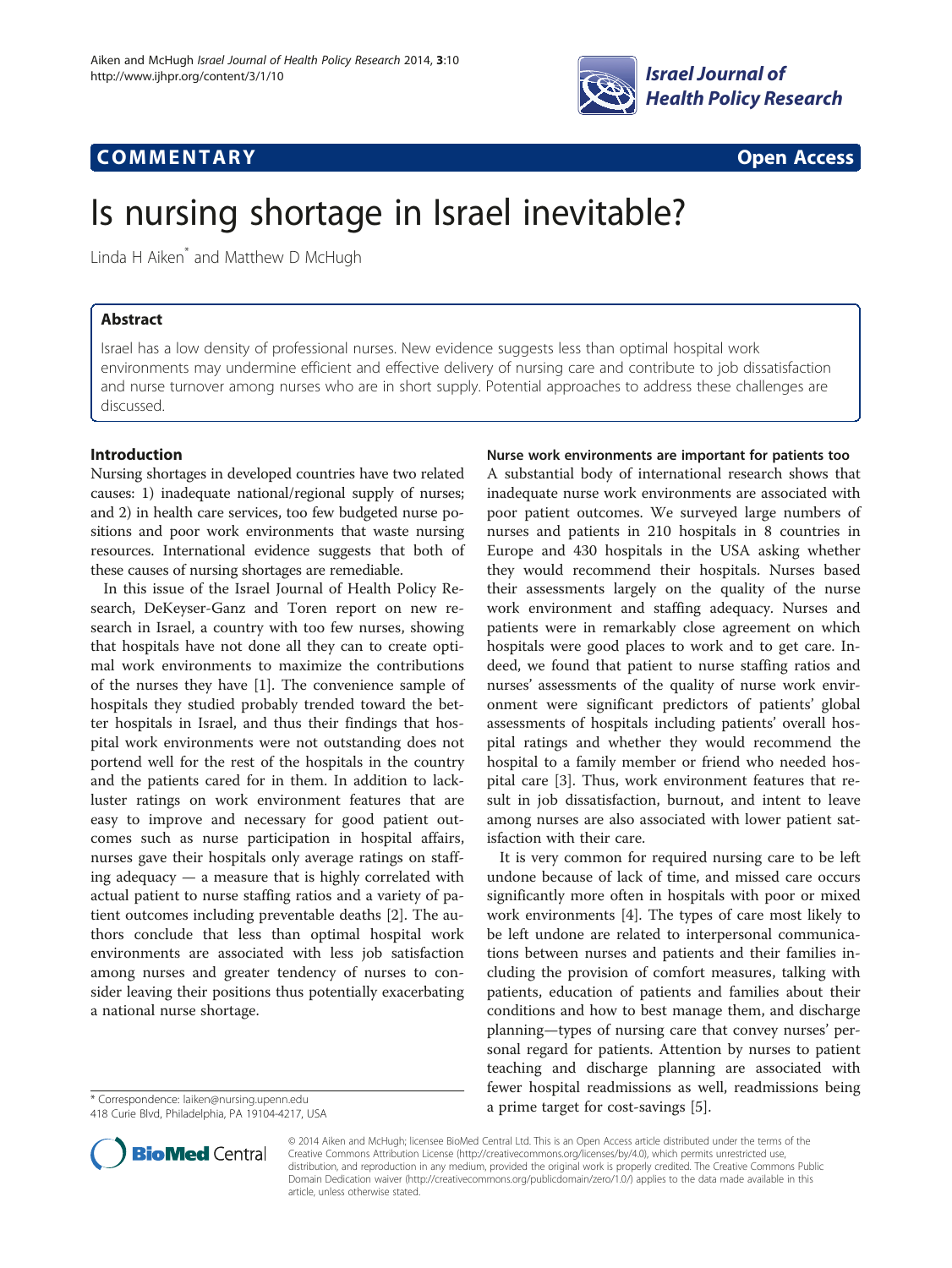## COMMENTARY Open Access

# Is nursing shortage in Israel inevitable?

Linda H Aiken* and Matthew D McHugh

## Abstract

Israel has a low density of professional nurses. New evidence suggests less than optimal hospital work environments may undermine efficient and effective delivery of nursing care and contribute to job dissatisfaction and nurse turnover among nurses who are in short supply. Potential approaches to address these challenges are discussed.

## Introduction

Nursing shortages in developed countries have two related causes: 1) inadequate national/regional supply of nurses; and 2) in health care services, too few budgeted nurse positions and poor work environments that waste nursing resources. International evidence suggests that both of these causes of nursing shortages are remediable.

In this issue of the Israel Journal of Health Policy Research, DeKeyser-Ganz and Toren report on new research in Israel, a country with too few nurses, showing that hospitals have not done all they can to create optimal work environments to maximize the contributions of the nurses they have [1]. The convenience sample of hospitals they studied probably trended toward the better hospitals in Israel, and thus their findings that hospital work environments were not outstanding does not portend well for the rest of the hospitals in the country and the patients cared for in them. In addition to lackluster ratings on work environment features that are easy to improve and necessary for good patient outcomes such as nurse participation in hospital affairs, nurses gave their hospitals only average ratings on staffing adequacy — a measure that is highly correlated with actual patient to nurse staffing ratios and a variety of patient outcomes including preventable deaths [2]. The authors conclude that less than optimal hospital work environments are associated with less job satisfaction among nurses and greater tendency of nurses to consider leaving their positions thus potentially exacerbating a national nurse shortage.

### Nurse work environments are important for patients too

A substantial body of international research shows that inadequate nurse work environments are associated with poor patient outcomes. We surveyed large numbers of nurses and patients in 210 hospitals in 8 countries in Europe and 430 hospitals in the USA asking whether they would recommend their hospitals. Nurses based their assessments largely on the quality of the nurse work environment and staffing adequacy. Nurses and patients were in remarkably close agreement on which hospitals were good places to work and to get care. Indeed, we found that patient to nurse staffing ratios and nurses' assessments of the quality of nurse work environment were significant predictors of patients' global assessments of hospitals including patients' overall hospital ratings and whether they would recommend the hospital to a family member or friend who needed hospital care [3]. Thus, work environment features that result in job dissatisfaction, burnout, and intent to leave among nurses are also associated with lower patient satisfaction with their care.

It is very common for required nursing care to be left undone because of lack of time, and missed care occurs significantly more often in hospitals with poor or mixed work environments [4]. The types of care most likely to be left undone are related to interpersonal communications between nurses and patients and their families including the provision of comfort measures, talking with patients, education of patients and families about their conditions and how to best manage them, and discharge planning—types of nursing care that convey nurses' personal regard for patients. Attention by nurses to patient teaching and discharge planning are associated with fewer hospital readmissions as well, readmissions being a prime target for cost-savings [5].

\* Correspondence: laiken@nursing.upenn.edu
418 Curie Blvd, Philadelphia, PA 19104-4217, USA

© 2014 Aiken and McHugh; licensee BioMed Central Ltd. This is an Open Access article distributed under the terms of the Creative Commons Attribution License (http://creativecommons.org/licenses/by/4.0), which permits unrestricted use, distribution, and reproduction in any medium, provided the original work is properly credited. The Creative Commons Public Domain Dedication waiver (http://creativecommons.org/publicdomain/zero/1.0/) applies to the data made available in this article, unless otherwise stated.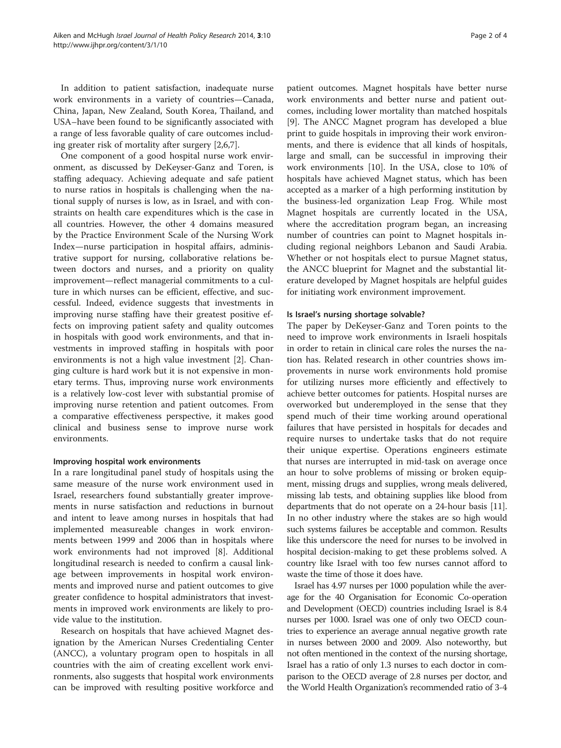In addition to patient satisfaction, inadequate nurse work environments in a variety of countries—Canada, China, Japan, New Zealand, South Korea, Thailand, and USA–have been found to be significantly associated with a range of less favorable quality of care outcomes including greater risk of mortality after surgery [2,6,7].

One component of a good hospital nurse work environment, as discussed by DeKeyser-Ganz and Toren, is staffing adequacy. Achieving adequate and safe patient to nurse ratios in hospitals is challenging when the national supply of nurses is low, as in Israel, and with constraints on health care expenditures which is the case in all countries. However, the other 4 domains measured by the Practice Environment Scale of the Nursing Work Index—nurse participation in hospital affairs, administrative support for nursing, collaborative relations between doctors and nurses, and a priority on quality improvement—reflect managerial commitments to a culture in which nurses can be efficient, effective, and successful. Indeed, evidence suggests that investments in improving nurse staffing have their greatest positive effects on improving patient safety and quality outcomes in hospitals with good work environments, and that investments in improved staffing in hospitals with poor environments is not a high value investment [2]. Changing culture is hard work but it is not expensive in monetary terms. Thus, improving nurse work environments is a relatively low-cost lever with substantial promise of improving nurse retention and patient outcomes. From a comparative effectiveness perspective, it makes good clinical and business sense to improve nurse work environments.

### Improving hospital work environments

In a rare longitudinal panel study of hospitals using the same measure of the nurse work environment used in Israel, researchers found substantially greater improvements in nurse satisfaction and reductions in burnout and intent to leave among nurses in hospitals that had implemented measureable changes in work environments between 1999 and 2006 than in hospitals where work environments had not improved [8]. Additional longitudinal research is needed to confirm a causal linkage between improvements in hospital work environments and improved nurse and patient outcomes to give greater confidence to hospital administrators that investments in improved work environments are likely to provide value to the institution.

Research on hospitals that have achieved Magnet designation by the American Nurses Credentialing Center (ANCC), a voluntary program open to hospitals in all countries with the aim of creating excellent work environments, also suggests that hospital work environments can be improved with resulting positive workforce and patient outcomes. Magnet hospitals have better nurse work environments and better nurse and patient outcomes, including lower mortality than matched hospitals [9]. The ANCC Magnet program has developed a blue print to guide hospitals in improving their work environments, and there is evidence that all kinds of hospitals, large and small, can be successful in improving their work environments [10]. In the USA, close to 10% of hospitals have achieved Magnet status, which has been accepted as a marker of a high performing institution by the business-led organization Leap Frog. While most Magnet hospitals are currently located in the USA, where the accreditation program began, an increasing number of countries can point to Magnet hospitals including regional neighbors Lebanon and Saudi Arabia. Whether or not hospitals elect to pursue Magnet status, the ANCC blueprint for Magnet and the substantial literature developed by Magnet hospitals are helpful guides for initiating work environment improvement.

### Is Israel's nursing shortage solvable?

The paper by DeKeyser-Ganz and Toren points to the need to improve work environments in Israeli hospitals in order to retain in clinical care roles the nurses the nation has. Related research in other countries shows improvements in nurse work environments hold promise for utilizing nurses more efficiently and effectively to achieve better outcomes for patients. Hospital nurses are overworked but underemployed in the sense that they spend much of their time working around operational failures that have persisted in hospitals for decades and require nurses to undertake tasks that do not require their unique expertise. Operations engineers estimate that nurses are interrupted in mid-task on average once an hour to solve problems of missing or broken equipment, missing drugs and supplies, wrong meals delivered, missing lab tests, and obtaining supplies like blood from departments that do not operate on a 24-hour basis [11]. In no other industry where the stakes are so high would such systems failures be acceptable and common. Results like this underscore the need for nurses to be involved in hospital decision-making to get these problems solved. A country like Israel with too few nurses cannot afford to waste the time of those it does have.

Israel has 4.97 nurses per 1000 population while the average for the 40 Organisation for Economic Co-operation and Development (OECD) countries including Israel is 8.4 nurses per 1000. Israel was one of only two OECD countries to experience an average annual negative growth rate in nurses between 2000 and 2009. Also noteworthy, but not often mentioned in the context of the nursing shortage, Israel has a ratio of only 1.3 nurses to each doctor in comparison to the OECD average of 2.8 nurses per doctor, and the World Health Organization's recommended ratio of 3-4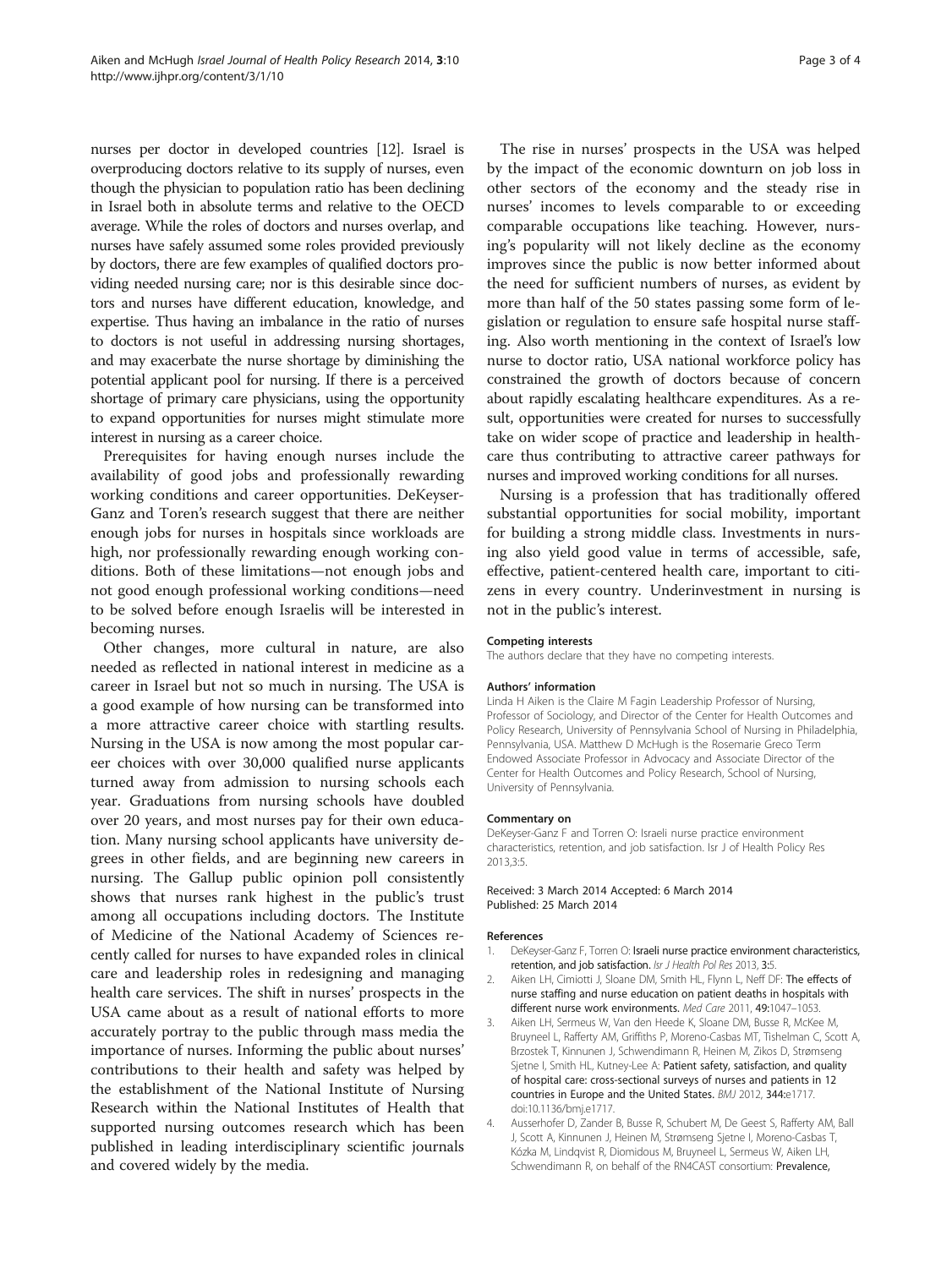nurses per doctor in developed countries [12]. Israel is overproducing doctors relative to its supply of nurses, even though the physician to population ratio has been declining in Israel both in absolute terms and relative to the OECD average. While the roles of doctors and nurses overlap, and nurses have safely assumed some roles provided previously by doctors, there are few examples of qualified doctors providing needed nursing care; nor is this desirable since doctors and nurses have different education, knowledge, and expertise. Thus having an imbalance in the ratio of nurses to doctors is not useful in addressing nursing shortages, and may exacerbate the nurse shortage by diminishing the potential applicant pool for nursing. If there is a perceived shortage of primary care physicians, using the opportunity to expand opportunities for nurses might stimulate more interest in nursing as a career choice.

Prerequisites for having enough nurses include the availability of good jobs and professionally rewarding working conditions and career opportunities. DeKeyser-Ganz and Toren's research suggest that there are neither enough jobs for nurses in hospitals since workloads are high, nor professionally rewarding enough working conditions. Both of these limitations—not enough jobs and not good enough professional working conditions—need to be solved before enough Israelis will be interested in becoming nurses.

Other changes, more cultural in nature, are also needed as reflected in national interest in medicine as a career in Israel but not so much in nursing. The USA is a good example of how nursing can be transformed into a more attractive career choice with startling results. Nursing in the USA is now among the most popular career choices with over 30,000 qualified nurse applicants turned away from admission to nursing schools each year. Graduations from nursing schools have doubled over 20 years, and most nurses pay for their own education. Many nursing school applicants have university degrees in other fields, and are beginning new careers in nursing. The Gallup public opinion poll consistently shows that nurses rank highest in the public's trust among all occupations including doctors. The Institute of Medicine of the National Academy of Sciences recently called for nurses to have expanded roles in clinical care and leadership roles in redesigning and managing health care services. The shift in nurses' prospects in the USA came about as a result of national efforts to more accurately portray to the public through mass media the importance of nurses. Informing the public about nurses' contributions to their health and safety was helped by the establishment of the National Institute of Nursing Research within the National Institutes of Health that supported nursing outcomes research which has been published in leading interdisciplinary scientific journals and covered widely by the media.

The rise in nurses' prospects in the USA was helped by the impact of the economic downturn on job loss in other sectors of the economy and the steady rise in nurses' incomes to levels comparable to or exceeding comparable occupations like teaching. However, nursing's popularity will not likely decline as the economy improves since the public is now better informed about the need for sufficient numbers of nurses, as evident by more than half of the 50 states passing some form of legislation or regulation to ensure safe hospital nurse staffing. Also worth mentioning in the context of Israel's low nurse to doctor ratio, USA national workforce policy has constrained the growth of doctors because of concern about rapidly escalating healthcare expenditures. As a result, opportunities were created for nurses to successfully take on wider scope of practice and leadership in healthcare thus contributing to attractive career pathways for nurses and improved working conditions for all nurses.

Nursing is a profession that has traditionally offered substantial opportunities for social mobility, important for building a strong middle class. Investments in nursing also yield good value in terms of accessible, safe, effective, patient-centered health care, important to citizens in every country. Underinvestment in nursing is not in the public's interest.

#### Competing interests

The authors declare that they have no competing interests.

#### Authors' information

Linda H Aiken is the Claire M Fagin Leadership Professor of Nursing, Professor of Sociology, and Director of the Center for Health Outcomes and Policy Research, University of Pennsylvania School of Nursing in Philadelphia, Pennsylvania, USA. Matthew D McHugh is the Rosemarie Greco Term Endowed Associate Professor in Advocacy and Associate Director of the Center for Health Outcomes and Policy Research, School of Nursing, University of Pennsylvania.

#### Commentary on

DeKeyser-Ganz F and Torren O: Israeli nurse practice environment characteristics, retention, and job satisfaction. Isr J of Health Policy Res 2013,3:5.

Received: 3 March 2014 Accepted: 6 March 2014
Published: 25 March 2014

#### References

1. DeKeyser-Ganz F, Torren O: **Israeli nurse practice environment characteristics, retention, and job satisfaction.** *Isr J Health Pol Res* 2013, **3**:5.
2. Aiken LH, Cimiotti J, Sloane DM, Smith HL, Flynn L, Neff DF: **The effects of nurse staffing and nurse education on patient deaths in hospitals with different nurse work environments.** *Med Care* 2011, **49**:1047–1053.
3. Aiken LH, Sermeus W, Van den Heede K, Sloane DM, Busse R, McKee M, Bruyneel L, Rafferty AM, Griffiths P, Moreno-Casbas MT, Tishelman C, Scott A, Brzostek T, Kinnunen J, Schwendimann R, Heinen M, Zikos D, Strømseng Sjetne I, Smith HL, Kutney-Lee A: **Patient safety, satisfaction, and quality of hospital care: cross-sectional surveys of nurses and patients in 12 countries in Europe and the United States.** *BMJ* 2012, **344**:e1717. doi:10.1136/bmj.e1717.
4. Ausserhofer D, Zander B, Busse R, Schubert M, De Geest S, Rafferty AM, Ball J, Scott A, Kinnunen J, Heinen M, Strømseng Sjetne I, Moreno-Casbas T, Kózka M, Lindqvist R, Diomidous M, Bruyneel L, Sermeus W, Aiken LH, Schwendimann R, on behalf of the RN4CAST consortium: **Prevalence,**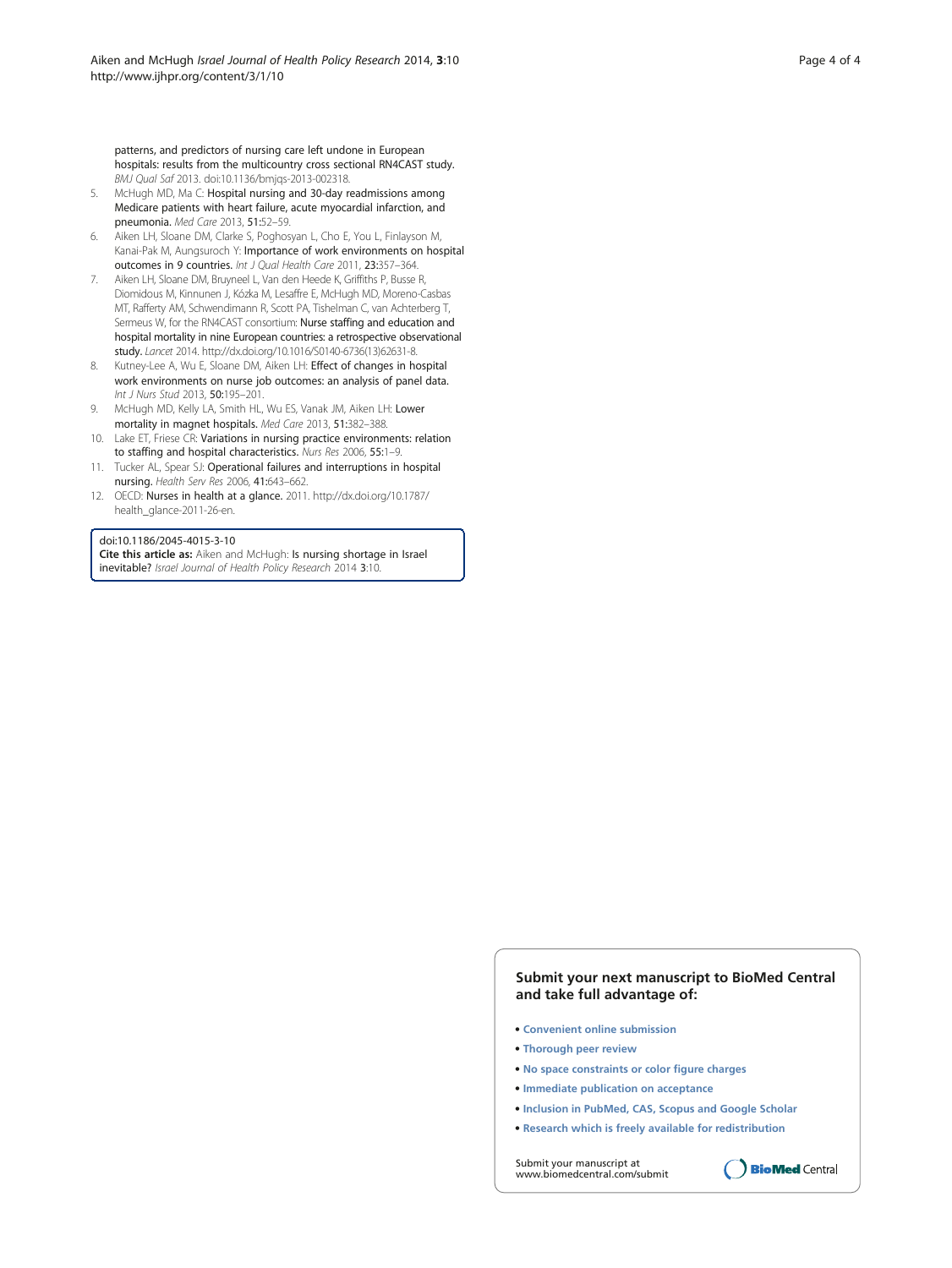patterns, and predictors of nursing care left undone in European hospitals: results from the multicountry cross sectional RN4CAST study. *BMJ Qual Saf* 2013. doi:10.1136/bmjqs-2013-002318.

5. McHugh MD, Ma C: **Hospital nursing and 30-day readmissions among Medicare patients with heart failure, acute myocardial infarction, and pneumonia.** *Med Care* 2013, **51:**52–59.
6. Aiken LH, Sloane DM, Clarke S, Poghosyan L, Cho E, You L, Finlayson M, Kanai-Pak M, Aungsuroch Y: **Importance of work environments on hospital outcomes in 9 countries.** *Int J Qual Health Care* 2011, **23:**357–364.
7. Aiken LH, Sloane DM, Bruyneel L, Van den Heede K, Griffiths P, Busse R, Diomidous M, Kinnunen J, Kózka M, Lesaffre E, McHugh MD, Moreno-Casbas MT, Rafferty AM, Schwendimann R, Scott PA, Tishelman C, van Achterberg T, Sermeus W, for the RN4CAST consortium: **Nurse staffing and education and hospital mortality in nine European countries: a retrospective observational study.** *Lancet* 2014. http://dx.doi.org/10.1016/S0140-6736(13)62631-8.
8. Kutney-Lee A, Wu E, Sloane DM, Aiken LH: **Effect of changes in hospital work environments on nurse job outcomes: an analysis of panel data.** *Int J Nurs Stud* 2013, **50:**195–201.
9. McHugh MD, Kelly LA, Smith HL, Wu ES, Vanak JM, Aiken LH: **Lower mortality in magnet hospitals.** *Med Care* 2013, **51:**382–388.
10. Lake ET, Friese CR: **Variations in nursing practice environments: relation to staffing and hospital characteristics.** *Nurs Res* 2006, **55:**1–9.
11. Tucker AL, Spear SJ: **Operational failures and interruptions in hospital nursing.** *Health Serv Res* 2006, **41:**643–662.
12. OECD: **Nurses in health at a glance.** 2011. http://dx.doi.org/10.1787/health_glance-2011-26-en.

doi:10.1186/2045-4015-3-10
**Cite this article as:** Aiken and McHugh: **Is nursing shortage in Israel inevitable?** *Israel Journal of Health Policy Research* 2014 **3**:10.

**Submit your next manuscript to BioMed Central and take full advantage of:**

- **Convenient online submission**
- **Thorough peer review**
- **No space constraints or color figure charges**
- **Immediate publication on acceptance**
- **Inclusion in PubMed, CAS, Scopus and Google Scholar**
- **Research which is freely available for redistribution**

Submit your manuscript at
www.biomedcentral.com/submit

BioMed Central